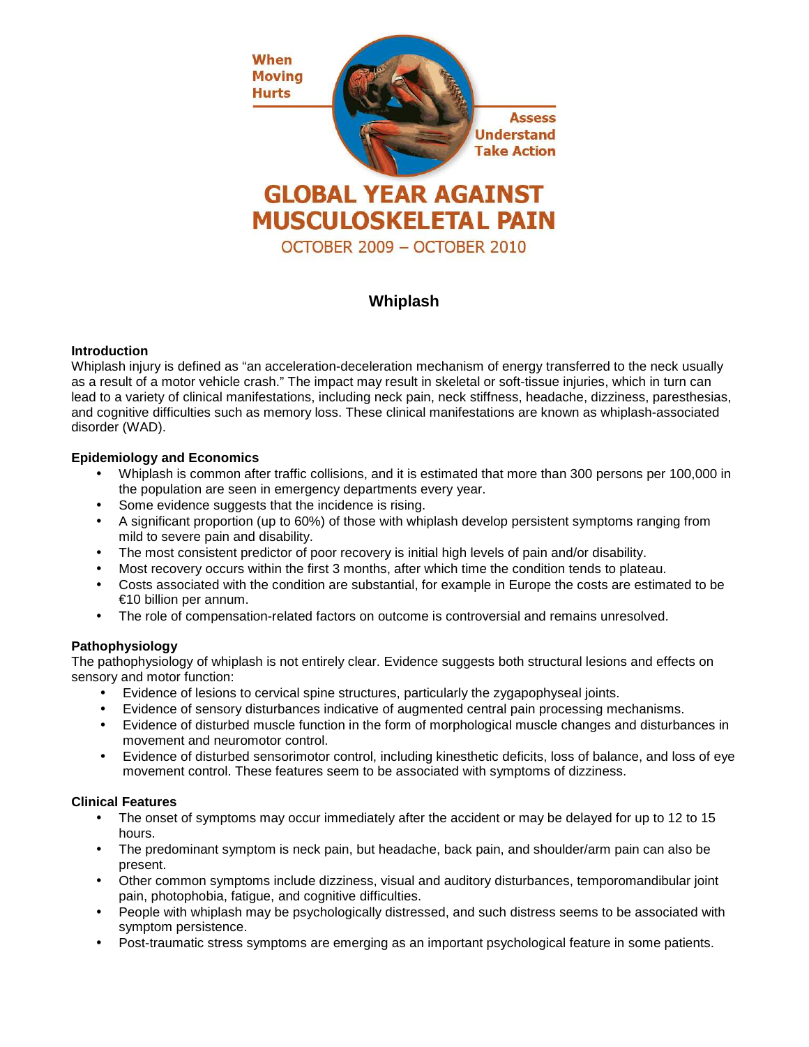When Moving Hurts

Assess Understand Take Action

# GLOBAL YEAR AGAINST MUSCULOSKELETAL PAIN

OCTOBER 2009 – OCTOBER 2010

## Whiplash

### Introduction

Whiplash injury is defined as "an acceleration-deceleration mechanism of energy transferred to the neck usually as a result of a motor vehicle crash." The impact may result in skeletal or soft-tissue injuries, which in turn can lead to a variety of clinical manifestations, including neck pain, neck stiffness, headache, dizziness, paresthesias, and cognitive difficulties such as memory loss. These clinical manifestations are known as whiplash-associated disorder (WAD).

### Epidemiology and Economics

- Whiplash is common after traffic collisions, and it is estimated that more than 300 persons per 100,000 in the population are seen in emergency departments every year.
- Some evidence suggests that the incidence is rising.
- A significant proportion (up to 60%) of those with whiplash develop persistent symptoms ranging from mild to severe pain and disability.
- The most consistent predictor of poor recovery is initial high levels of pain and/or disability.
- Most recovery occurs within the first 3 months, after which time the condition tends to plateau.
- Costs associated with the condition are substantial, for example in Europe the costs are estimated to be €10 billion per annum.
- The role of compensation-related factors on outcome is controversial and remains unresolved.

### Pathophysiology

The pathophysiology of whiplash is not entirely clear. Evidence suggests both structural lesions and effects on sensory and motor function:

- Evidence of lesions to cervical spine structures, particularly the zygapophyseal joints.
- Evidence of sensory disturbances indicative of augmented central pain processing mechanisms.
- Evidence of disturbed muscle function in the form of morphological muscle changes and disturbances in movement and neuromotor control.
- Evidence of disturbed sensorimotor control, including kinesthetic deficits, loss of balance, and loss of eye movement control. These features seem to be associated with symptoms of dizziness.

### Clinical Features

- The onset of symptoms may occur immediately after the accident or may be delayed for up to 12 to 15 hours.
- The predominant symptom is neck pain, but headache, back pain, and shoulder/arm pain can also be present.
- Other common symptoms include dizziness, visual and auditory disturbances, temporomandibular joint pain, photophobia, fatigue, and cognitive difficulties.
- People with whiplash may be psychologically distressed, and such distress seems to be associated with symptom persistence.
- Post-traumatic stress symptoms are emerging as an important psychological feature in some patients.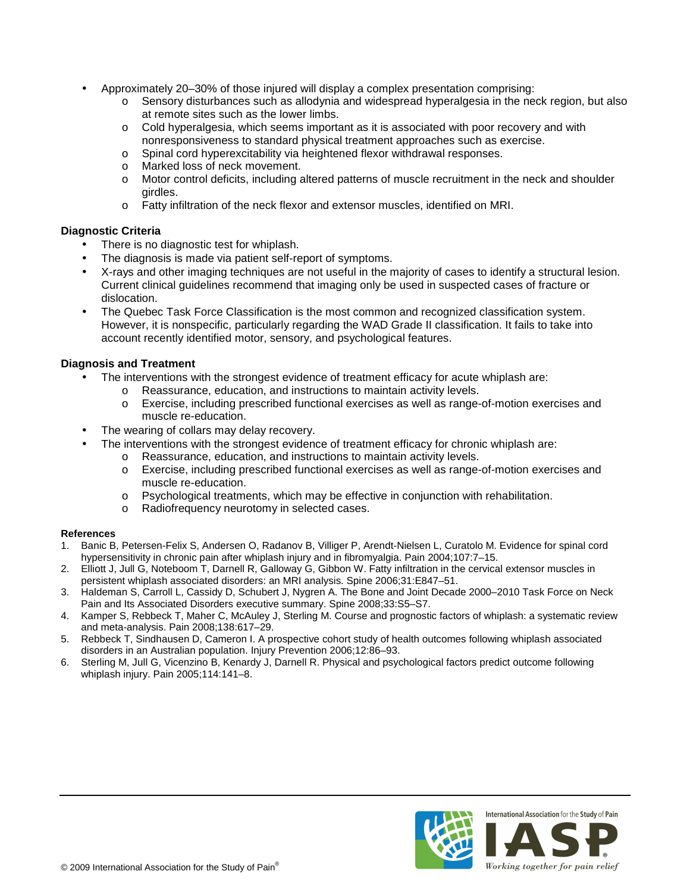- Approximately 20–30% of those injured will display a complex presentation comprising:
  - Sensory disturbances such as allodynia and widespread hyperalgesia in the neck region, but also at remote sites such as the lower limbs.
  - Cold hyperalgesia, which seems important as it is associated with poor recovery and with nonresponsiveness to standard physical treatment approaches such as exercise.
  - Spinal cord hyperexcitability via heightened flexor withdrawal responses.
  - Marked loss of neck movement.
  - Motor control deficits, including altered patterns of muscle recruitment in the neck and shoulder girdles.
  - Fatty infiltration of the neck flexor and extensor muscles, identified on MRI.

### Diagnostic Criteria

- There is no diagnostic test for whiplash.
- The diagnosis is made via patient self-report of symptoms.
- X-rays and other imaging techniques are not useful in the majority of cases to identify a structural lesion. Current clinical guidelines recommend that imaging only be used in suspected cases of fracture or dislocation.
- The Quebec Task Force Classification is the most common and recognized classification system. However, it is nonspecific, particularly regarding the WAD Grade II classification. It fails to take into account recently identified motor, sensory, and psychological features.

### Diagnosis and Treatment

- The interventions with the strongest evidence of treatment efficacy for acute whiplash are:
  - Reassurance, education, and instructions to maintain activity levels.
  - Exercise, including prescribed functional exercises as well as range-of-motion exercises and muscle re-education.
- The wearing of collars may delay recovery.
- The interventions with the strongest evidence of treatment efficacy for chronic whiplash are:
  - Reassurance, education, and instructions to maintain activity levels.
  - Exercise, including prescribed functional exercises as well as range-of-motion exercises and muscle re-education.
  - Psychological treatments, which may be effective in conjunction with rehabilitation.
  - Radiofrequency neurotomy in selected cases.

### References

1. Banic B, Petersen-Felix S, Andersen O, Radanov B, Villiger P, Arendt-Nielsen L, Curatolo M. Evidence for spinal cord hypersensitivity in chronic pain after whiplash injury and in fibromyalgia. Pain 2004;107:7–15.
2. Elliott J, Jull G, Noteboom T, Darnell R, Galloway G, Gibbon W. Fatty infiltration in the cervical extensor muscles in persistent whiplash associated disorders: an MRI analysis. Spine 2006;31:E847–51.
3. Haldeman S, Carroll L, Cassidy D, Schubert J, Nygren A. The Bone and Joint Decade 2000–2010 Task Force on Neck Pain and Its Associated Disorders executive summary. Spine 2008;33:S5–S7.
4. Kamper S, Rebbeck T, Maher C, McAuley J, Sterling M. Course and prognostic factors of whiplash: a systematic review and meta-analysis. Pain 2008;138:617–29.
5. Rebbeck T, Sindhausen D, Cameron I. A prospective cohort study of health outcomes following whiplash associated disorders in an Australian population. Injury Prevention 2006;12:86–93.
6. Sterling M, Jull G, Vicenzino B, Kenardy J, Darnell R. Physical and psychological factors predict outcome following whiplash injury. Pain 2005;114:141–8.

© 2009 International Association for the Study of Pain®

International Association for the Study of Pain IASP® Working together for pain relief